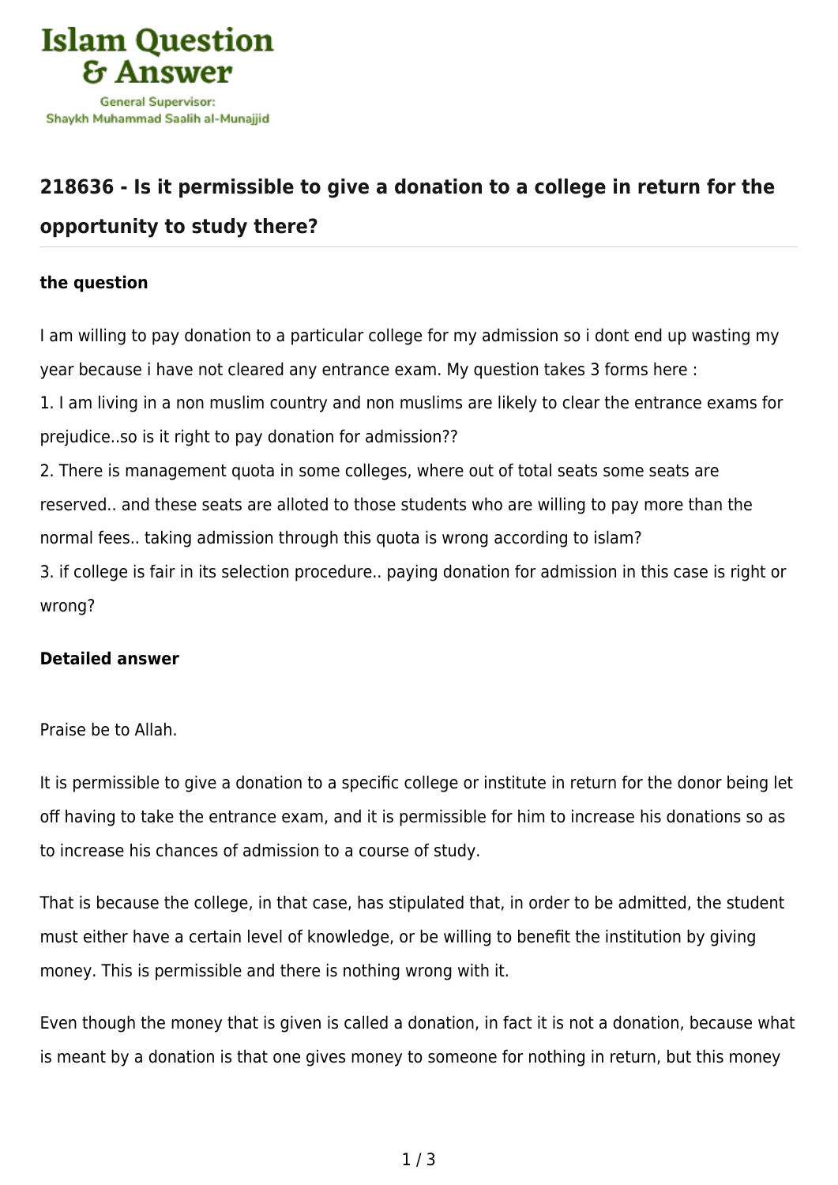# 218636 - Is it permissible to give a donation to a college in return for the opportunity to study there?

### the question

I am willing to pay donation to a particular college for my admission so i dont end up wasting my year because i have not cleared any entrance exam. My question takes 3 forms here :

1. I am living in a non muslim country and non muslims are likely to clear the entrance exams for prejudice..so is it right to pay donation for admission??
2. There is management quota in some colleges, where out of total seats some seats are reserved.. and these seats are alloted to those students who are willing to pay more than the normal fees.. taking admission through this quota is wrong according to islam?
3. if college is fair in its selection procedure.. paying donation for admission in this case is right or wrong?

### Detailed answer

Praise be to Allah.

It is permissible to give a donation to a specific college or institute in return for the donor being let off having to take the entrance exam, and it is permissible for him to increase his donations so as to increase his chances of admission to a course of study.

That is because the college, in that case, has stipulated that, in order to be admitted, the student must either have a certain level of knowledge, or be willing to benefit the institution by giving money. This is permissible and there is nothing wrong with it.

Even though the money that is given is called a donation, in fact it is not a donation, because what is meant by a donation is that one gives money to someone for nothing in return, but this money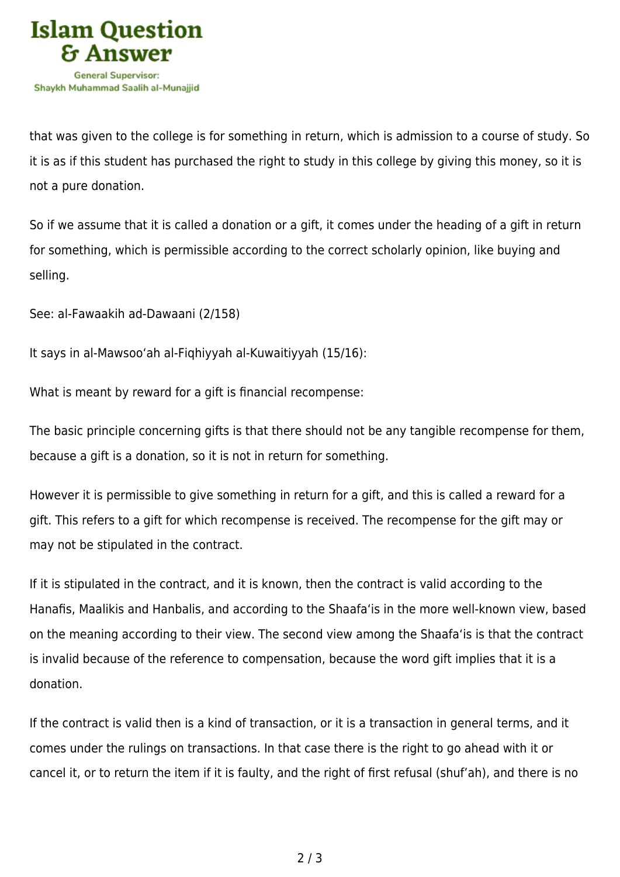that was given to the college is for something in return, which is admission to a course of study. So it is as if this student has purchased the right to study in this college by giving this money, so it is not a pure donation.

So if we assume that it is called a donation or a gift, it comes under the heading of a gift in return for something, which is permissible according to the correct scholarly opinion, like buying and selling.

See: al-Fawaakih ad-Dawaani (2/158)

It says in al-Mawsoo'ah al-Fiqhiyyah al-Kuwaitiyyah (15/16):

What is meant by reward for a gift is financial recompense:

The basic principle concerning gifts is that there should not be any tangible recompense for them, because a gift is a donation, so it is not in return for something.

However it is permissible to give something in return for a gift, and this is called a reward for a gift. This refers to a gift for which recompense is received. The recompense for the gift may or may not be stipulated in the contract.

If it is stipulated in the contract, and it is known, then the contract is valid according to the Hanafis, Maalikis and Hanbalis, and according to the Shaafa'is in the more well-known view, based on the meaning according to their view. The second view among the Shaafa'is is that the contract is invalid because of the reference to compensation, because the word gift implies that it is a donation.

If the contract is valid then is a kind of transaction, or it is a transaction in general terms, and it comes under the rulings on transactions. In that case there is the right to go ahead with it or cancel it, or to return the item if it is faulty, and the right of first refusal (shuf'ah), and there is no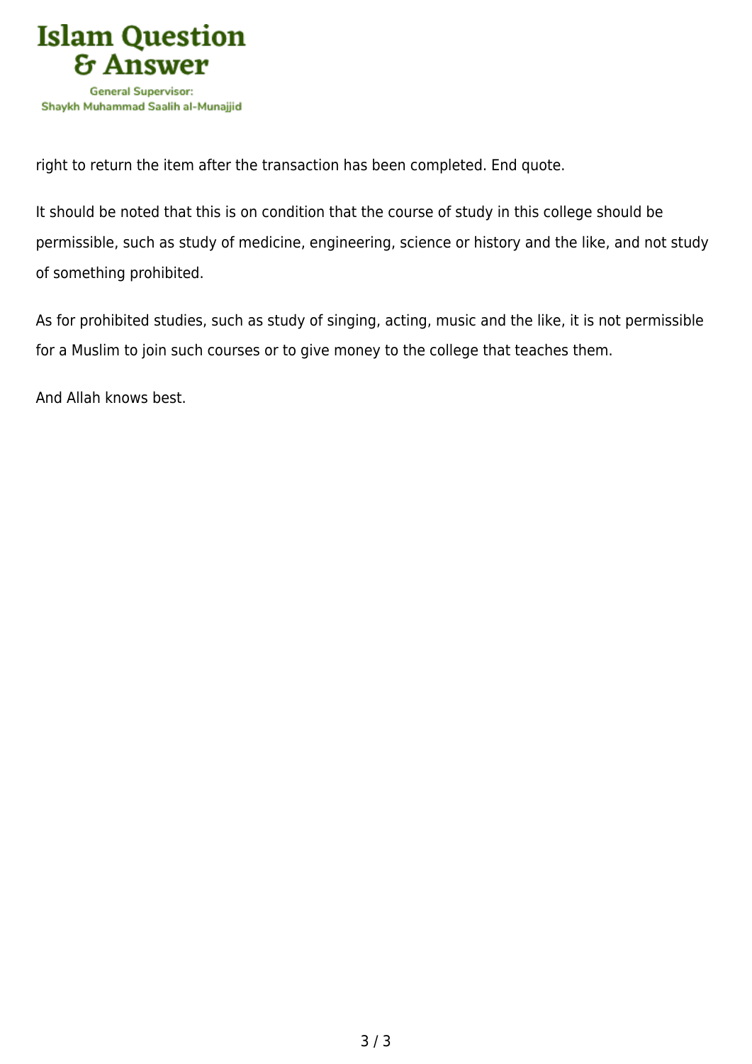right to return the item after the transaction has been completed. End quote.

It should be noted that this is on condition that the course of study in this college should be permissible, such as study of medicine, engineering, science or history and the like, and not study of something prohibited.

As for prohibited studies, such as study of singing, acting, music and the like, it is not permissible for a Muslim to join such courses or to give money to the college that teaches them.

And Allah knows best.